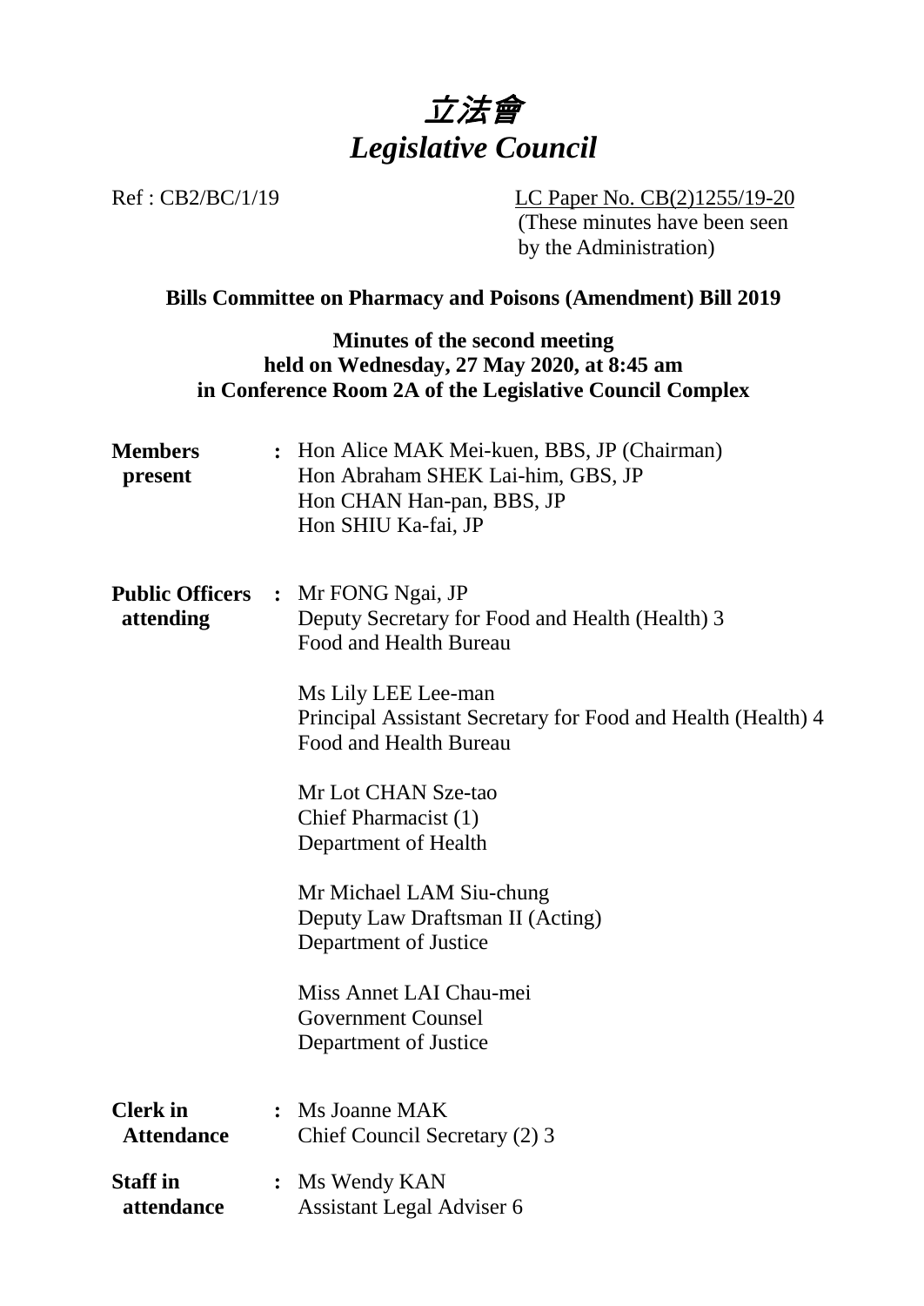# *立法會*
# *Legislative Council*

Ref : CB2/BC/1/19

LC Paper No. CB(2)1255/19-20
(These minutes have been seen by the Administration)

**Bills Committee on Pharmacy and Poisons (Amendment) Bill 2019**

**Minutes of the second meeting held on Wednesday, 27 May 2020, at 8:45 am in Conference Room 2A of the Legislative Council Complex**

| | | |
|---|---|---|
| **Members present** | **:** | Hon Alice MAK Mei-kuen, BBS, JP (Chairman)<br>Hon Abraham SHEK Lai-him, GBS, JP<br>Hon CHAN Han-pan, BBS, JP<br>Hon SHIU Ka-fai, JP |
| **Public Officers attending** | **:** | Mr FONG Ngai, JP<br>Deputy Secretary for Food and Health (Health) 3<br>Food and Health Bureau<br><br>Ms Lily LEE Lee-man<br>Principal Assistant Secretary for Food and Health (Health) 4<br>Food and Health Bureau<br><br>Mr Lot CHAN Sze-tao<br>Chief Pharmacist (1)<br>Department of Health<br><br>Mr Michael LAM Siu-chung<br>Deputy Law Draftsman II (Acting)<br>Department of Justice<br><br>Miss Annet LAI Chau-mei<br>Government Counsel<br>Department of Justice |
| **Clerk in Attendance** | **:** | Ms Joanne MAK<br>Chief Council Secretary (2) 3 |
| **Staff in attendance** | **:** | Ms Wendy KAN<br>Assistant Legal Adviser 6 |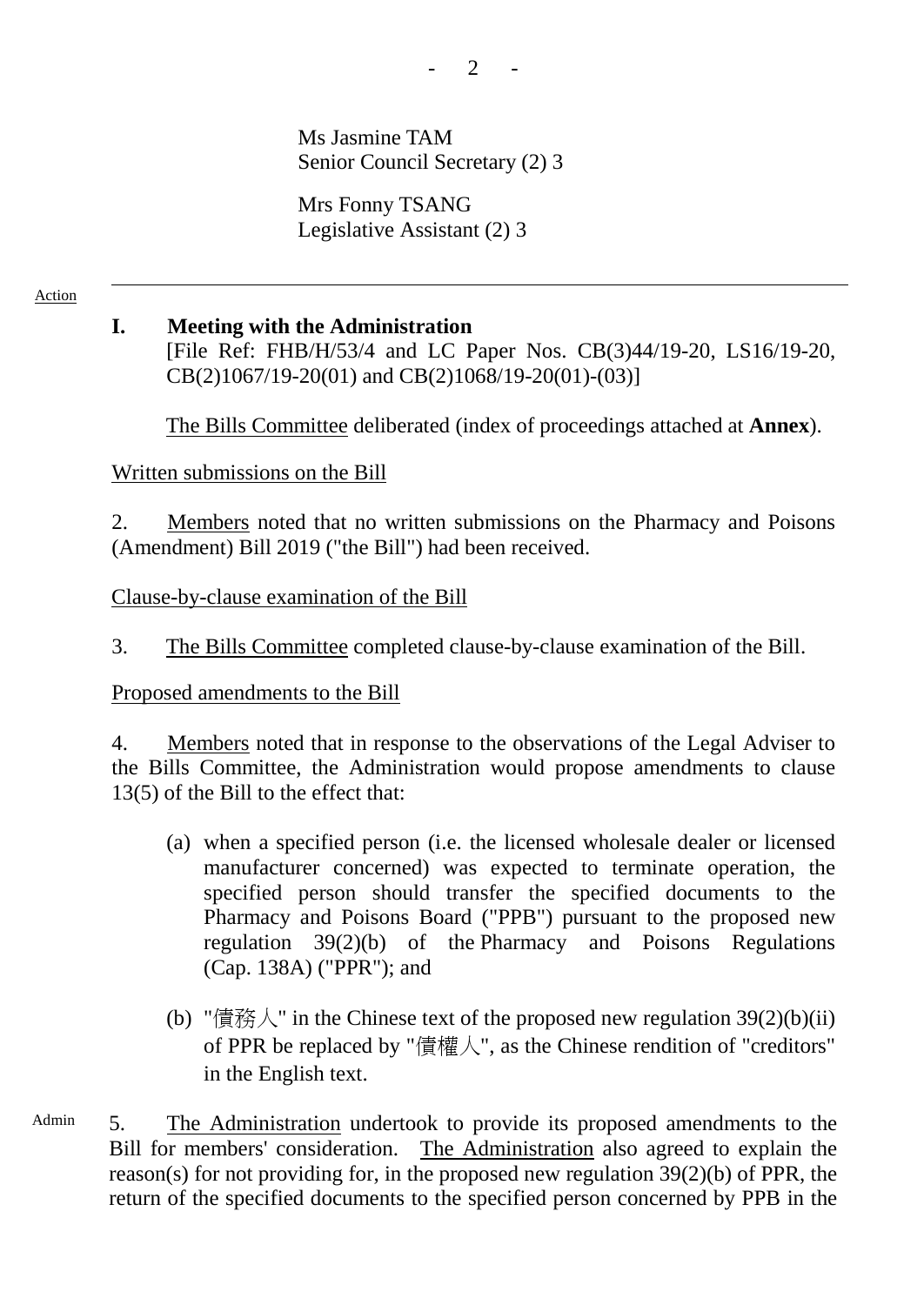Ms Jasmine TAM
Senior Council Secretary (2) 3

Mrs Fonny TSANG
Legislative Assistant (2) 3

---

Action

## I. Meeting with the Administration

[File Ref: FHB/H/53/4 and LC Paper Nos. CB(3)44/19-20, LS16/19-20, CB(2)1067/19-20(01) and CB(2)1068/19-20(01)-(03)]

The Bills Committee deliberated (index of proceedings attached at **Annex**).

Written submissions on the Bill

2. Members noted that no written submissions on the Pharmacy and Poisons (Amendment) Bill 2019 ("the Bill") had been received.

Clause-by-clause examination of the Bill

3. The Bills Committee completed clause-by-clause examination of the Bill.

Proposed amendments to the Bill

4. Members noted that in response to the observations of the Legal Adviser to the Bills Committee, the Administration would propose amendments to clause 13(5) of the Bill to the effect that:

(a) when a specified person (i.e. the licensed wholesale dealer or licensed manufacturer concerned) was expected to terminate operation, the specified person should transfer the specified documents to the Pharmacy and Poisons Board ("PPB") pursuant to the proposed new regulation 39(2)(b) of the Pharmacy and Poisons Regulations (Cap. 138A) ("PPR"); and

(b) "債務人" in the Chinese text of the proposed new regulation 39(2)(b)(ii) of PPR be replaced by "債權人", as the Chinese rendition of "creditors" in the English text.

Admin

5. The Administration undertook to provide its proposed amendments to the Bill for members' consideration. The Administration also agreed to explain the reason(s) for not providing for, in the proposed new regulation 39(2)(b) of PPR, the return of the specified documents to the specified person concerned by PPB in the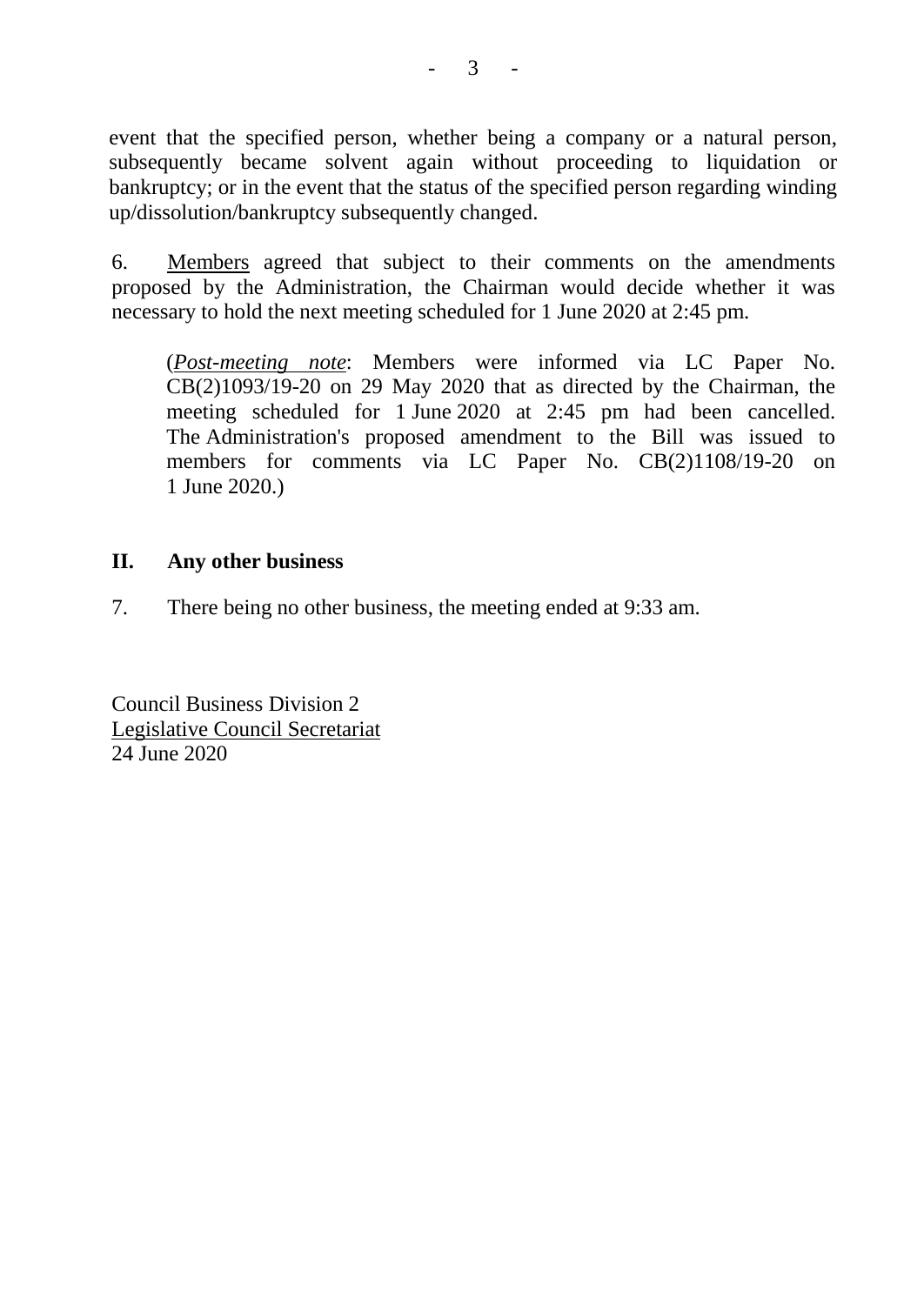event that the specified person, whether being a company or a natural person, subsequently became solvent again without proceeding to liquidation or bankruptcy; or in the event that the status of the specified person regarding winding up/dissolution/bankruptcy subsequently changed.

6. Members agreed that subject to their comments on the amendments proposed by the Administration, the Chairman would decide whether it was necessary to hold the next meeting scheduled for 1 June 2020 at 2:45 pm.

> (*Post-meeting note*: Members were informed via LC Paper No. CB(2)1093/19-20 on 29 May 2020 that as directed by the Chairman, the meeting scheduled for 1 June 2020 at 2:45 pm had been cancelled. The Administration's proposed amendment to the Bill was issued to members for comments via LC Paper No. CB(2)1108/19-20 on 1 June 2020.)

## II. Any other business

7. There being no other business, the meeting ended at 9:33 am.

Council Business Division 2
Legislative Council Secretariat
24 June 2020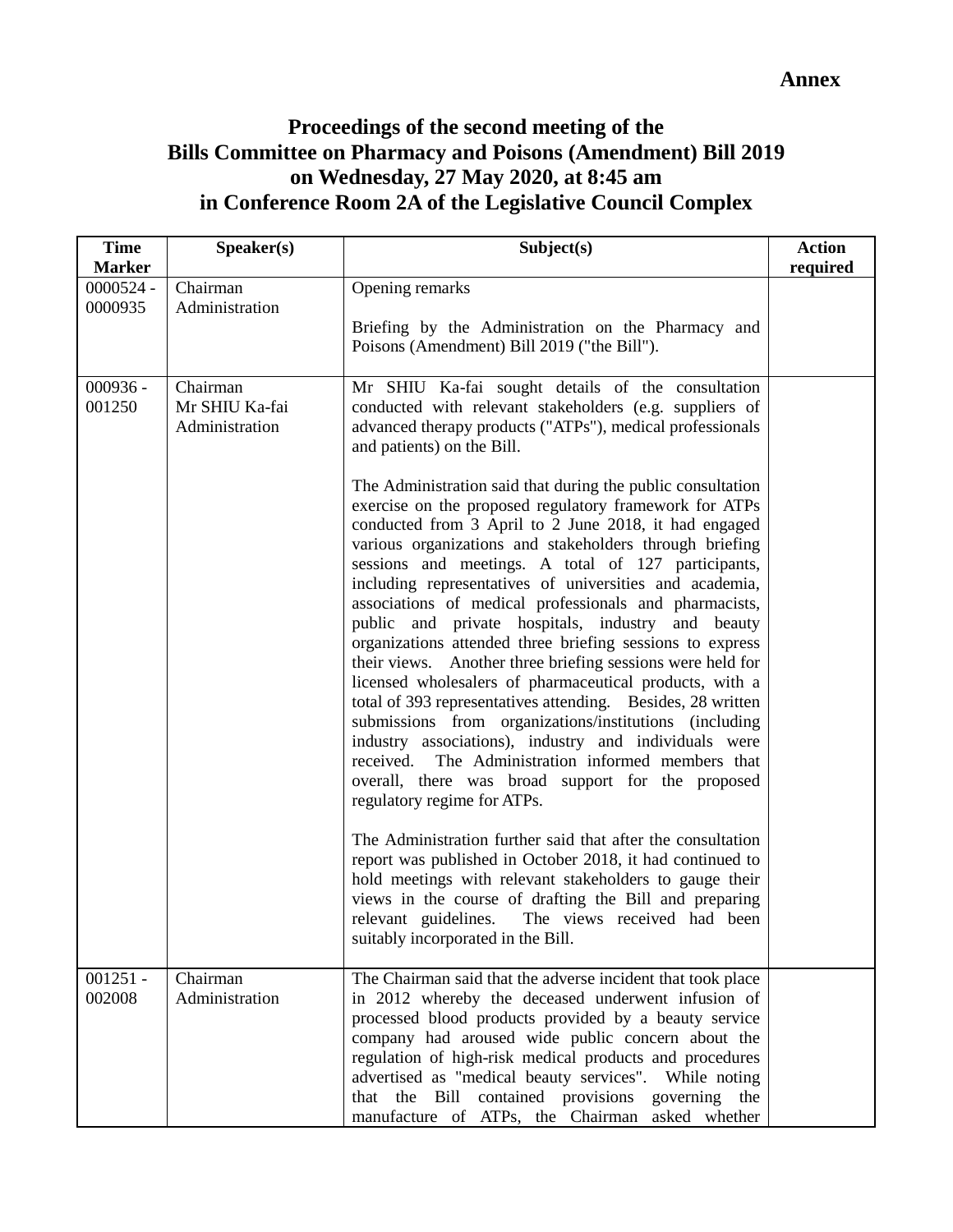**Annex**

# Proceedings of the second meeting of the Bills Committee on Pharmacy and Poisons (Amendment) Bill 2019 on Wednesday, 27 May 2020, at 8:45 am in Conference Room 2A of the Legislative Council Complex

| Time Marker | Speaker(s) | Subject(s) | Action required |
|---|---|---|---|
| 0000524 - 0000935 | Chairman<br>Administration | Opening remarks<br><br>Briefing by the Administration on the Pharmacy and Poisons (Amendment) Bill 2019 ("the Bill"). | |
| 000936 - 001250 | Chairman<br>Mr SHIU Ka-fai<br>Administration | Mr SHIU Ka-fai sought details of the consultation conducted with relevant stakeholders (e.g. suppliers of advanced therapy products ("ATPs"), medical professionals and patients) on the Bill.<br><br>The Administration said that during the public consultation exercise on the proposed regulatory framework for ATPs conducted from 3 April to 2 June 2018, it had engaged various organizations and stakeholders through briefing sessions and meetings. A total of 127 participants, including representatives of universities and academia, associations of medical professionals and pharmacists, public and private hospitals, industry and beauty organizations attended three briefing sessions to express their views. Another three briefing sessions were held for licensed wholesalers of pharmaceutical products, with a total of 393 representatives attending. Besides, 28 written submissions from organizations/institutions (including industry associations), industry and individuals were received. The Administration informed members that overall, there was broad support for the proposed regulatory regime for ATPs.<br><br>The Administration further said that after the consultation report was published in October 2018, it had continued to hold meetings with relevant stakeholders to gauge their views in the course of drafting the Bill and preparing relevant guidelines. The views received had been suitably incorporated in the Bill. | |
| 001251 - 002008 | Chairman<br>Administration | The Chairman said that the adverse incident that took place in 2012 whereby the deceased underwent infusion of processed blood products provided by a beauty service company had aroused wide public concern about the regulation of high-risk medical products and procedures advertised as "medical beauty services". While noting that the Bill contained provisions governing the manufacture of ATPs, the Chairman asked whether | |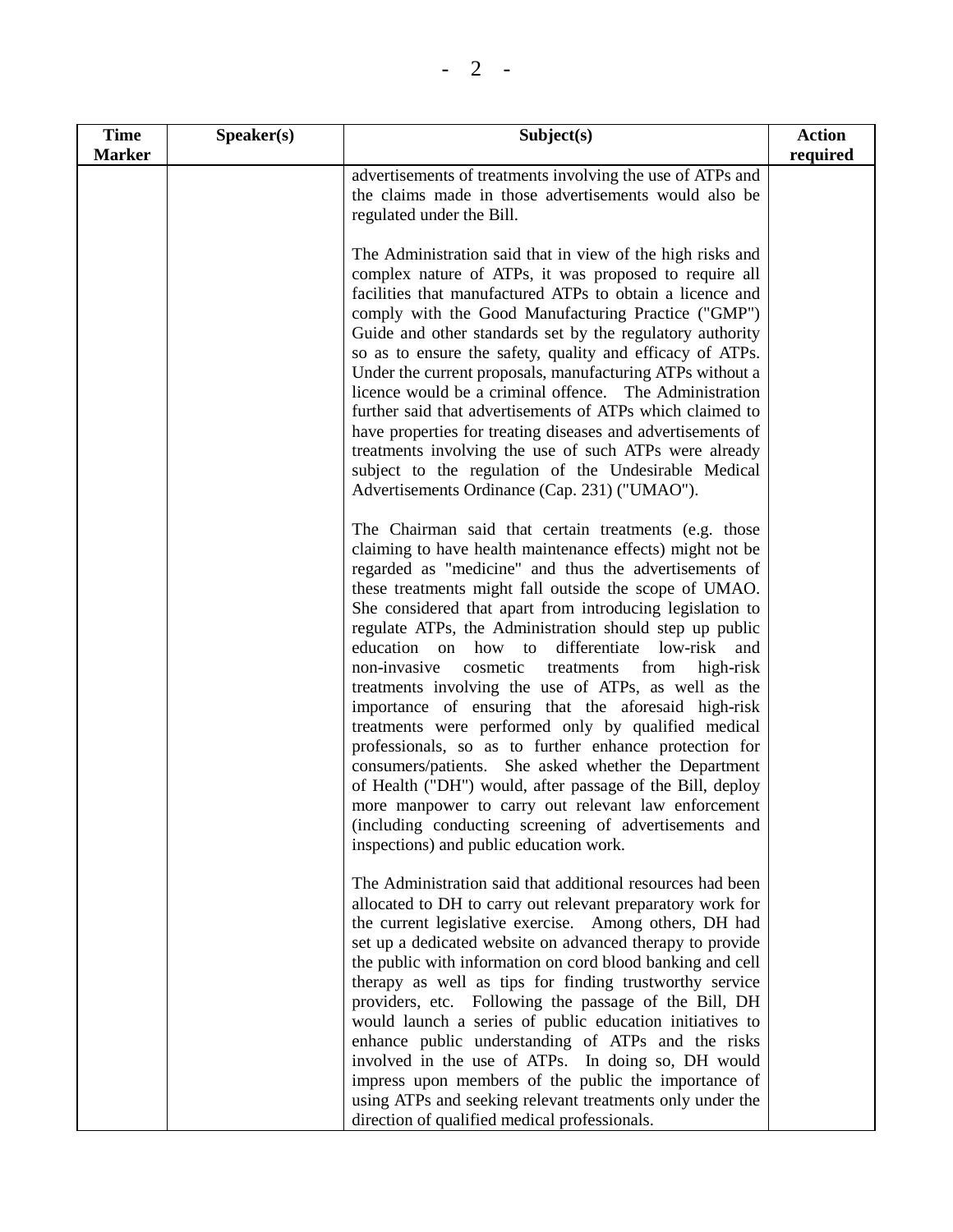| Time Marker | Speaker(s) | Subject(s) | Action required |
|---|---|---|---|
| | | advertisements of treatments involving the use of ATPs and the claims made in those advertisements would also be regulated under the Bill.<br><br>The Administration said that in view of the high risks and complex nature of ATPs, it was proposed to require all facilities that manufactured ATPs to obtain a licence and comply with the Good Manufacturing Practice ("GMP") Guide and other standards set by the regulatory authority so as to ensure the safety, quality and efficacy of ATPs. Under the current proposals, manufacturing ATPs without a licence would be a criminal offence. The Administration further said that advertisements of ATPs which claimed to have properties for treating diseases and advertisements of treatments involving the use of such ATPs were already subject to the regulation of the Undesirable Medical Advertisements Ordinance (Cap. 231) ("UMAO").<br><br>The Chairman said that certain treatments (e.g. those claiming to have health maintenance effects) might not be regarded as "medicine" and thus the advertisements of these treatments might fall outside the scope of UMAO. She considered that apart from introducing legislation to regulate ATPs, the Administration should step up public education on how to differentiate low-risk and non-invasive cosmetic treatments from high-risk treatments involving the use of ATPs, as well as the importance of ensuring that the aforesaid high-risk treatments were performed only by qualified medical professionals, so as to further enhance protection for consumers/patients. She asked whether the Department of Health ("DH") would, after passage of the Bill, deploy more manpower to carry out relevant law enforcement (including conducting screening of advertisements and inspections) and public education work.<br><br>The Administration said that additional resources had been allocated to DH to carry out relevant preparatory work for the current legislative exercise. Among others, DH had set up a dedicated website on advanced therapy to provide the public with information on cord blood banking and cell therapy as well as tips for finding trustworthy service providers, etc. Following the passage of the Bill, DH would launch a series of public education initiatives to enhance public understanding of ATPs and the risks involved in the use of ATPs. In doing so, DH would impress upon members of the public the importance of using ATPs and seeking relevant treatments only under the direction of qualified medical professionals. | |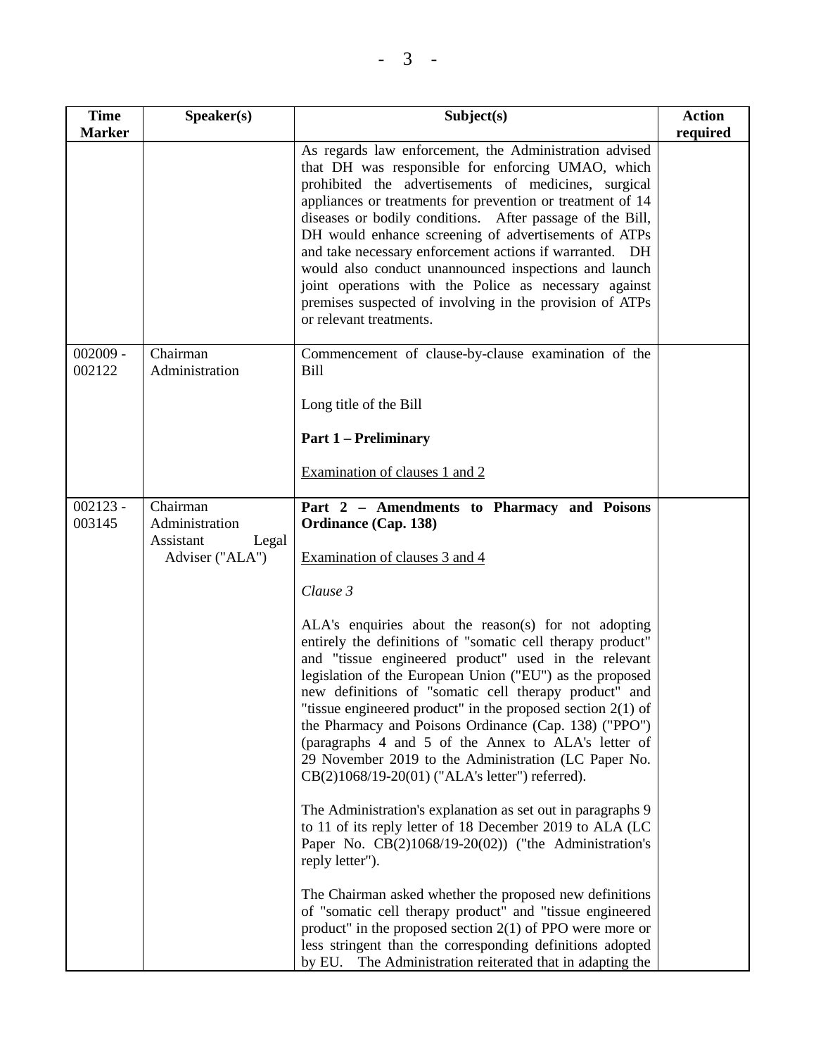| Time Marker | Speaker(s) | Subject(s) | Action required |
|---|---|---|---|
| | | As regards law enforcement, the Administration advised that DH was responsible for enforcing UMAO, which prohibited the advertisements of medicines, surgical appliances or treatments for prevention or treatment of 14 diseases or bodily conditions. After passage of the Bill, DH would enhance screening of advertisements of ATPs and take necessary enforcement actions if warranted. DH would also conduct unannounced inspections and launch joint operations with the Police as necessary against premises suspected of involving in the provision of ATPs or relevant treatments. | |
| 002009 - 002122 | Chairman<br>Administration | Commencement of clause-by-clause examination of the Bill<br><br>Long title of the Bill<br><br>**Part 1 – Preliminary**<br><br>Examination of clauses 1 and 2 | |
| 002123 - 003145 | Chairman<br>Administration<br>Assistant Legal Adviser ("ALA") | **Part 2 – Amendments to Pharmacy and Poisons Ordinance (Cap. 138)**<br><br>Examination of clauses 3 and 4<br><br>*Clause 3*<br><br>ALA's enquiries about the reason(s) for not adopting entirely the definitions of "somatic cell therapy product" and "tissue engineered product" used in the relevant legislation of the European Union ("EU") as the proposed new definitions of "somatic cell therapy product" and "tissue engineered product" in the proposed section 2(1) of the Pharmacy and Poisons Ordinance (Cap. 138) ("PPO") (paragraphs 4 and 5 of the Annex to ALA's letter of 29 November 2019 to the Administration (LC Paper No. CB(2)1068/19-20(01) ("ALA's letter") referred).<br><br>The Administration's explanation as set out in paragraphs 9 to 11 of its reply letter of 18 December 2019 to ALA (LC Paper No. CB(2)1068/19-20(02)) ("the Administration's reply letter").<br><br>The Chairman asked whether the proposed new definitions of "somatic cell therapy product" and "tissue engineered product" in the proposed section 2(1) of PPO were more or less stringent than the corresponding definitions adopted by EU. The Administration reiterated that in adapting the | |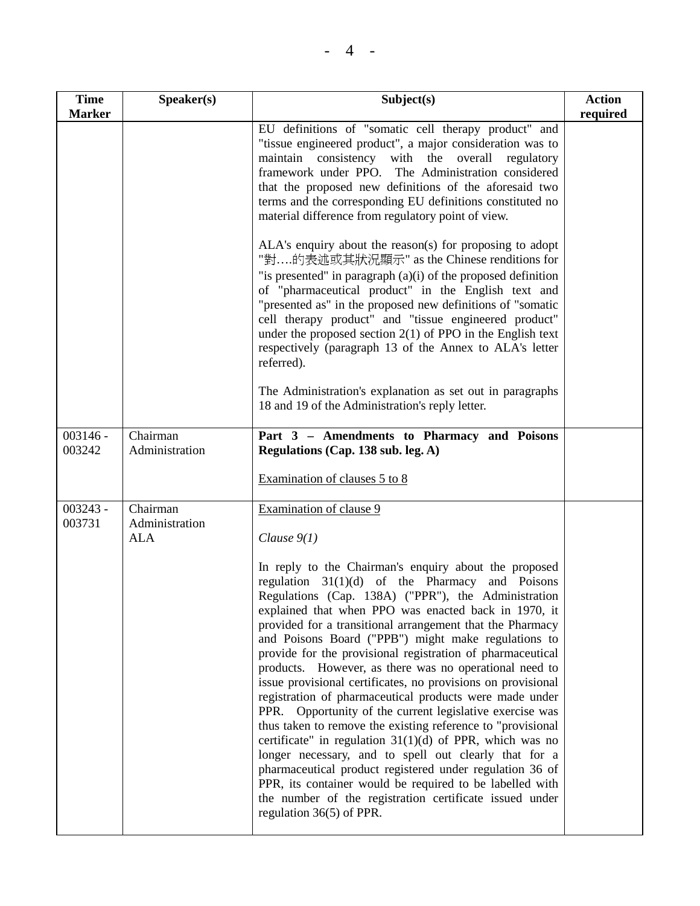| Time Marker | Speaker(s) | Subject(s) | Action required |
| --- | --- | --- | --- |
| | | EU definitions of "somatic cell therapy product" and "tissue engineered product", a major consideration was to maintain consistency with the overall regulatory framework under PPO. The Administration considered that the proposed new definitions of the aforesaid two terms and the corresponding EU definitions constituted no material difference from regulatory point of view.<br><br>ALA's enquiry about the reason(s) for proposing to adopt "對….的表述或其狀況顯示" as the Chinese renditions for "is presented" in paragraph (a)(i) of the proposed definition of "pharmaceutical product" in the English text and "presented as" in the proposed new definitions of "somatic cell therapy product" and "tissue engineered product" under the proposed section 2(1) of PPO in the English text respectively (paragraph 13 of the Annex to ALA's letter referred).<br><br>The Administration's explanation as set out in paragraphs 18 and 19 of the Administration's reply letter. | |
| 003146 - 003242 | Chairman<br>Administration | **Part 3 – Amendments to Pharmacy and Poisons Regulations (Cap. 138 sub. leg. A)**<br><br><u>Examination of clauses 5 to 8</u> | |
| 003243 - 003731 | Chairman<br>Administration<br>ALA | <u>Examination of clause 9</u><br><br>*Clause 9(1)*<br><br>In reply to the Chairman's enquiry about the proposed regulation 31(1)(d) of the Pharmacy and Poisons Regulations (Cap. 138A) ("PPR"), the Administration explained that when PPO was enacted back in 1970, it provided for a transitional arrangement that the Pharmacy and Poisons Board ("PPB") might make regulations to provide for the provisional registration of pharmaceutical products. However, as there was no operational need to issue provisional certificates, no provisions on provisional registration of pharmaceutical products were made under PPR. Opportunity of the current legislative exercise was thus taken to remove the existing reference to "provisional certificate" in regulation 31(1)(d) of PPR, which was no longer necessary, and to spell out clearly that for a pharmaceutical product registered under regulation 36 of PPR, its container would be required to be labelled with the number of the registration certificate issued under regulation 36(5) of PPR. | |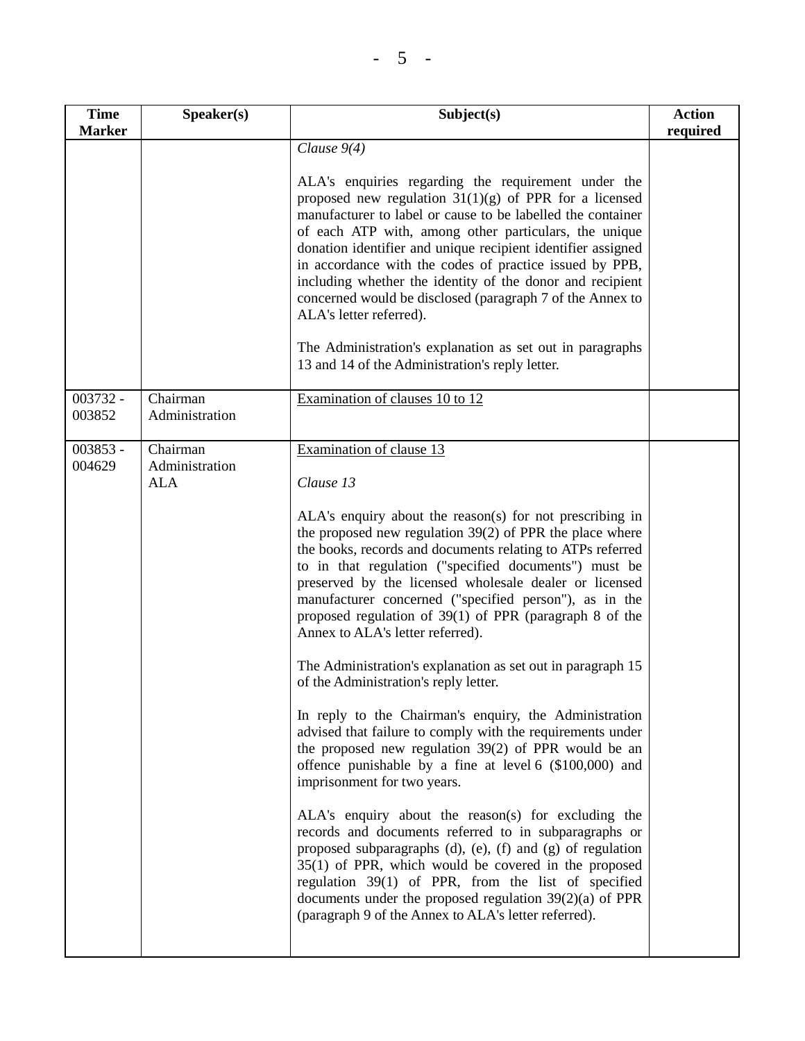| Time Marker | Speaker(s) | Subject(s) | Action required |
|---|---|---|---|
| | | *Clause 9(4)*<br><br>ALA's enquiries regarding the requirement under the proposed new regulation 31(1)(g) of PPR for a licensed manufacturer to label or cause to be labelled the container of each ATP with, among other particulars, the unique donation identifier and unique recipient identifier assigned in accordance with the codes of practice issued by PPB, including whether the identity of the donor and recipient concerned would be disclosed (paragraph 7 of the Annex to ALA's letter referred).<br><br>The Administration's explanation as set out in paragraphs 13 and 14 of the Administration's reply letter. | |
| 003732 - 003852 | Chairman<br>Administration | <u>Examination of clauses 10 to 12</u> | |
| 003853 - 004629 | Chairman<br>Administration<br>ALA | <u>Examination of clause 13</u><br><br>*Clause 13*<br><br>ALA's enquiry about the reason(s) for not prescribing in the proposed new regulation 39(2) of PPR the place where the books, records and documents relating to ATPs referred to in that regulation ("specified documents") must be preserved by the licensed wholesale dealer or licensed manufacturer concerned ("specified person"), as in the proposed regulation of 39(1) of PPR (paragraph 8 of the Annex to ALA's letter referred).<br><br>The Administration's explanation as set out in paragraph 15 of the Administration's reply letter.<br><br>In reply to the Chairman's enquiry, the Administration advised that failure to comply with the requirements under the proposed new regulation 39(2) of PPR would be an offence punishable by a fine at level 6 ($100,000) and imprisonment for two years.<br><br>ALA's enquiry about the reason(s) for excluding the records and documents referred to in subparagraphs or proposed subparagraphs (d), (e), (f) and (g) of regulation 35(1) of PPR, which would be covered in the proposed regulation 39(1) of PPR, from the list of specified documents under the proposed regulation 39(2)(a) of PPR (paragraph 9 of the Annex to ALA's letter referred). | |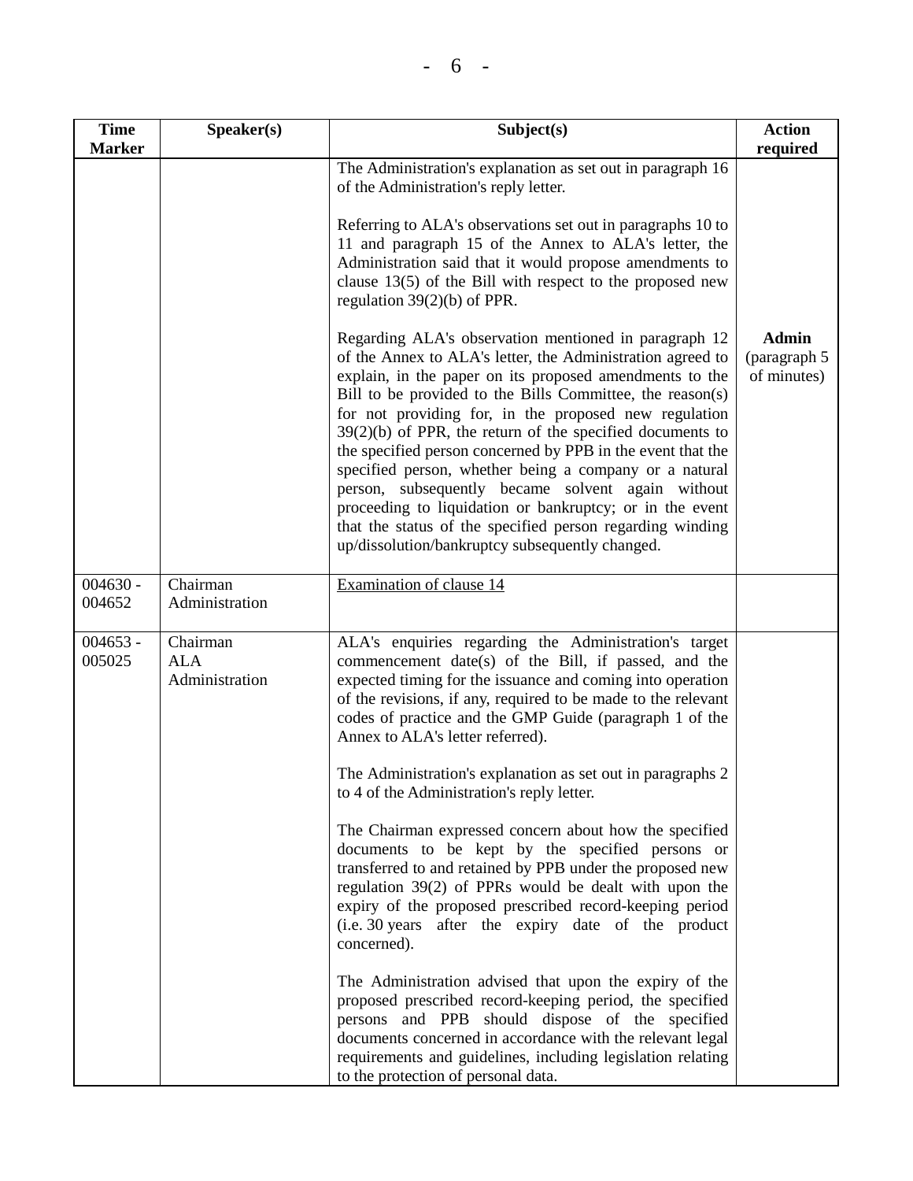| Time Marker | Speaker(s) | Subject(s) | Action required |
|---|---|---|---|
| | | The Administration's explanation as set out in paragraph 16 of the Administration's reply letter.<br><br>Referring to ALA's observations set out in paragraphs 10 to 11 and paragraph 15 of the Annex to ALA's letter, the Administration said that it would propose amendments to clause 13(5) of the Bill with respect to the proposed new regulation 39(2)(b) of PPR.<br><br>Regarding ALA's observation mentioned in paragraph 12 of the Annex to ALA's letter, the Administration agreed to explain, in the paper on its proposed amendments to the Bill to be provided to the Bills Committee, the reason(s) for not providing for, in the proposed new regulation 39(2)(b) of PPR, the return of the specified documents to the specified person concerned by PPB in the event that the specified person, whether being a company or a natural person, subsequently became solvent again without proceeding to liquidation or bankruptcy; or in the event that the status of the specified person regarding winding up/dissolution/bankruptcy subsequently changed. | **Admin** (paragraph 5 of minutes) |
| 004630 - 004652 | Chairman<br>Administration | <u>Examination of clause 14</u> | |
| 004653 - 005025 | Chairman<br>ALA<br>Administration | ALA's enquiries regarding the Administration's target commencement date(s) of the Bill, if passed, and the expected timing for the issuance and coming into operation of the revisions, if any, required to be made to the relevant codes of practice and the GMP Guide (paragraph 1 of the Annex to ALA's letter referred).<br><br>The Administration's explanation as set out in paragraphs 2 to 4 of the Administration's reply letter.<br><br>The Chairman expressed concern about how the specified documents to be kept by the specified persons or transferred to and retained by PPB under the proposed new regulation 39(2) of PPRs would be dealt with upon the expiry of the proposed prescribed record-keeping period (i.e. 30 years after the expiry date of the product concerned).<br><br>The Administration advised that upon the expiry of the proposed prescribed record-keeping period, the specified persons and PPB should dispose of the specified documents concerned in accordance with the relevant legal requirements and guidelines, including legislation relating to the protection of personal data. | |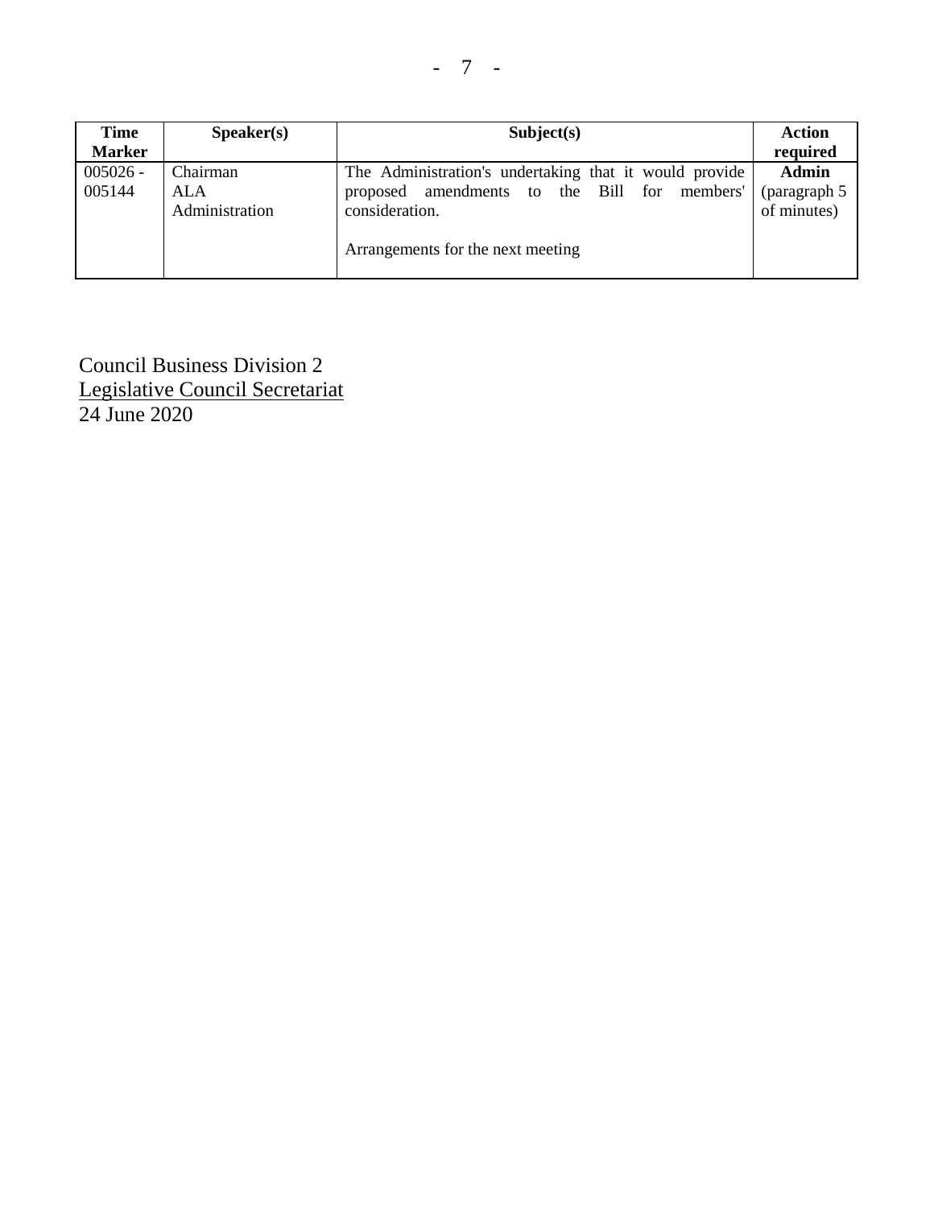| Time Marker | Speaker(s) | Subject(s) | Action required |
| --- | --- | --- | --- |
| 005026 - 005144 | Chairman<br>ALA<br>Administration | The Administration's undertaking that it would provide proposed amendments to the Bill for members' consideration.<br><br>Arrangements for the next meeting | **Admin** (paragraph 5 of minutes) |

Council Business Division 2
Legislative Council Secretariat
24 June 2020